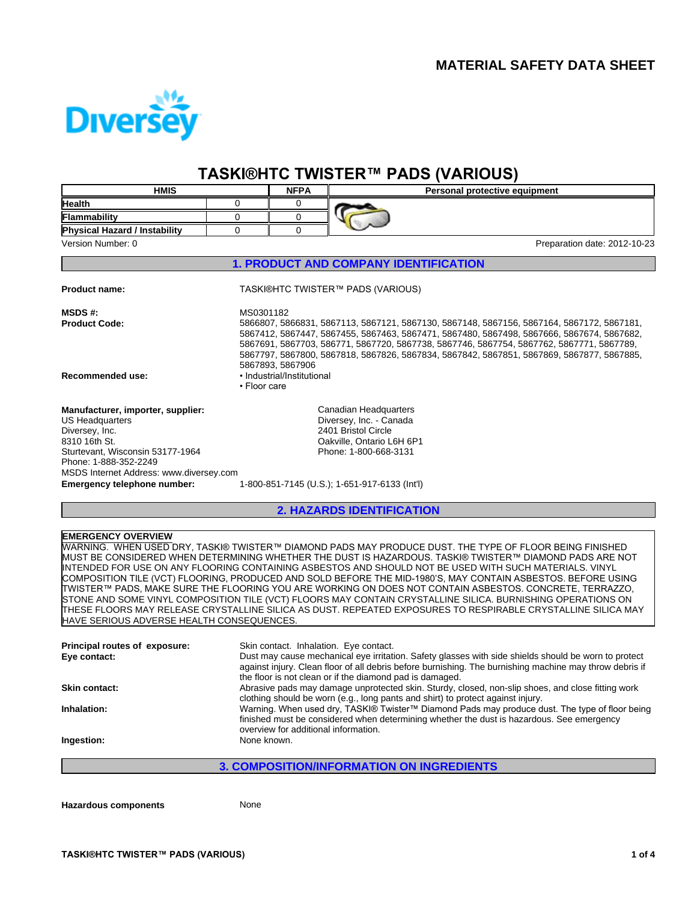# MATERIAL SAFETY DATA SHEET

Diversey

# TASKI®HTC TWISTER™ PADS (VARIOUS)

| HMIS | | NFPA | Personal protective equipment |
|---|---|---|---|
| **Health** | 0 | 0 | |
| **Flammability** | 0 | 0 | |
| **Physical Hazard / Instability** | 0 | 0 | |

Version Number: 0

Preparation date: 2012-10-23

## 1. PRODUCT AND COMPANY IDENTIFICATION

**Product name:** TASKI®HTC TWISTER™ PADS (VARIOUS)

**MSDS #:** MS0301182

**Product Code:** 5866807, 5866831, 5867113, 5867121, 5867130, 5867148, 5867156, 5867164, 5867172, 5867181, 5867412, 5867447, 5867455, 5867463, 5867471, 5867480, 5867498, 5867666, 5867674, 5867682, 5867691, 5867703, 586771, 5867720, 5867738, 5867746, 5867754, 5867762, 5867771, 5867789, 5867797, 5867800, 5867818, 5867826, 5867834, 5867842, 5867851, 5867869, 5867877, 5867885, 5867893, 5867906

**Recommended use:**
- Industrial/Institutional
- Floor care

**Manufacturer, importer, supplier:**

US Headquarters
Diversey, Inc.
8310 16th St.
Sturtevant, Wisconsin 53177-1964
Phone: 1-888-352-2249
MSDS Internet Address: www.diversey.com

Canadian Headquarters
Diversey, Inc. - Canada
2401 Bristol Circle
Oakville, Ontario L6H 6P1
Phone: 1-800-668-3131

**Emergency telephone number:** 1-800-851-7145 (U.S.); 1-651-917-6133 (Int'l)

## 2. HAZARDS IDENTIFICATION

**EMERGENCY OVERVIEW**

WARNING. WHEN USED DRY, TASKI® TWISTER™ DIAMOND PADS MAY PRODUCE DUST. THE TYPE OF FLOOR BEING FINISHED MUST BE CONSIDERED WHEN DETERMINING WHETHER THE DUST IS HAZARDOUS. TASKI® TWISTER™ DIAMOND PADS ARE NOT INTENDED FOR USE ON ANY FLOORING CONTAINING ASBESTOS AND SHOULD NOT BE USED WITH SUCH MATERIALS. VINYL COMPOSITION TILE (VCT) FLOORING, PRODUCED AND SOLD BEFORE THE MID-1980'S, MAY CONTAIN ASBESTOS. BEFORE USING TWISTER™ PADS, MAKE SURE THE FLOORING YOU ARE WORKING ON DOES NOT CONTAIN ASBESTOS. CONCRETE, TERRAZZO, STONE AND SOME VINYL COMPOSITION TILE (VCT) FLOORS MAY CONTAIN CRYSTALLINE SILICA. BURNISHING OPERATIONS ON THESE FLOORS MAY RELEASE CRYSTALLINE SILICA AS DUST. REPEATED EXPOSURES TO RESPIRABLE CRYSTALLINE SILICA MAY HAVE SERIOUS ADVERSE HEALTH CONSEQUENCES.

**Principal routes of exposure:** Skin contact. Inhalation. Eye contact.

**Eye contact:** Dust may cause mechanical eye irritation. Safety glasses with side shields should be worn to protect against injury. Clean floor of all debris before burnishing. The burnishing machine may throw debris if the floor is not clean or if the diamond pad is damaged.

**Skin contact:** Abrasive pads may damage unprotected skin. Sturdy, closed, non-slip shoes, and close fitting work clothing should be worn (e.g., long pants and shirt) to protect against injury.

**Inhalation:** Warning. When used dry, TASKI® Twister™ Diamond Pads may produce dust. The type of floor being finished must be considered when determining whether the dust is hazardous. See emergency overview for additional information.

**Ingestion:** None known.

## 3. COMPOSITION/INFORMATION ON INGREDIENTS

**Hazardous components** None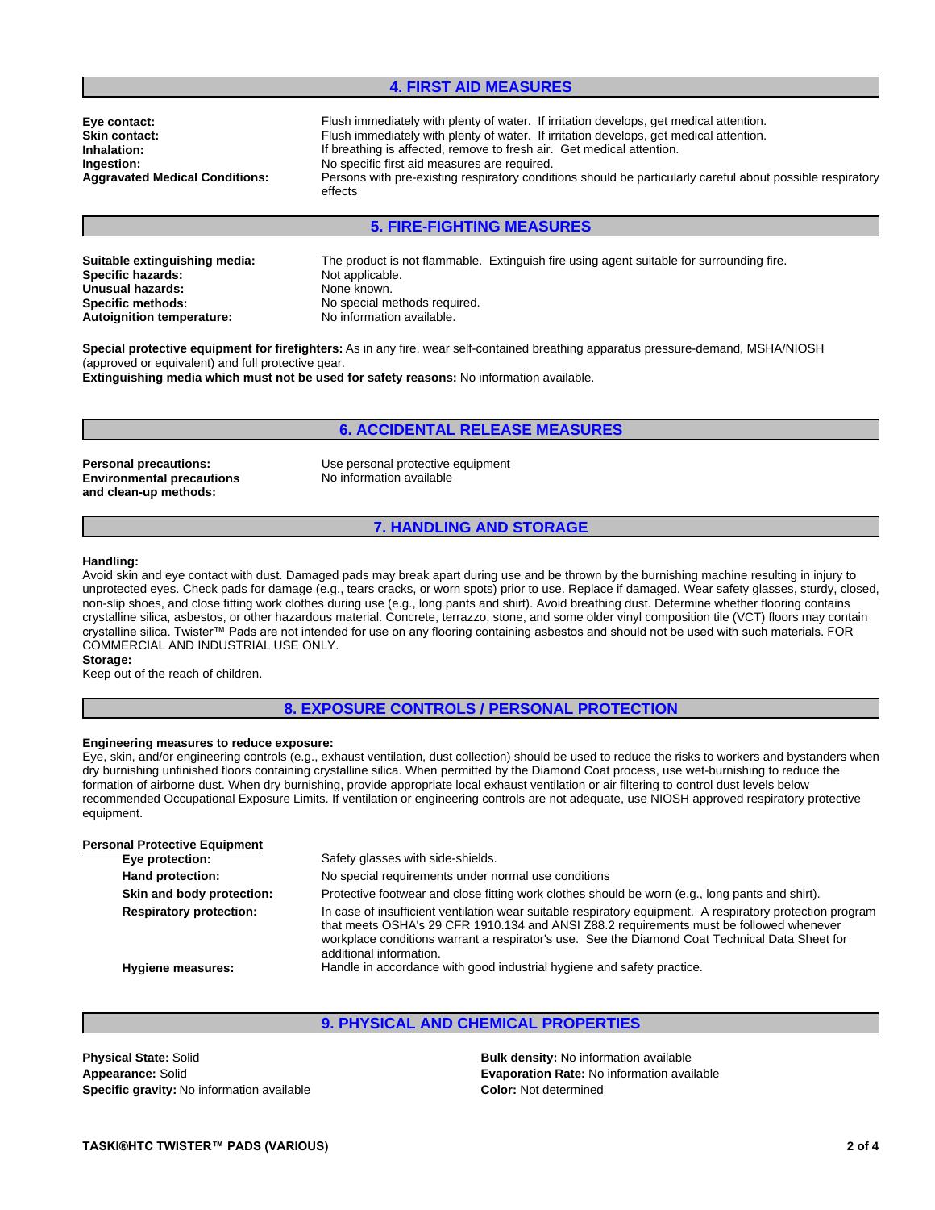## 4. FIRST AID MEASURES

**Eye contact:** Flush immediately with plenty of water. If irritation develops, get medical attention.
**Skin contact:** Flush immediately with plenty of water. If irritation develops, get medical attention.
**Inhalation:** If breathing is affected, remove to fresh air. Get medical attention.
**Ingestion:** No specific first aid measures are required.
**Aggravated Medical Conditions:** Persons with pre-existing respiratory conditions should be particularly careful about possible respiratory effects

## 5. FIRE-FIGHTING MEASURES

**Suitable extinguishing media:** The product is not flammable. Extinguish fire using agent suitable for surrounding fire.
**Specific hazards:** Not applicable.
**Unusual hazards:** None known.
**Specific methods:** No special methods required.
**Autoignition temperature:** No information available.

**Special protective equipment for firefighters:** As in any fire, wear self-contained breathing apparatus pressure-demand, MSHA/NIOSH (approved or equivalent) and full protective gear.
**Extinguishing media which must not be used for safety reasons:** No information available.

## 6. ACCIDENTAL RELEASE MEASURES

**Personal precautions:** Use personal protective equipment
**Environmental precautions and clean-up methods:** No information available

## 7. HANDLING AND STORAGE

**Handling:**
Avoid skin and eye contact with dust. Damaged pads may break apart during use and be thrown by the burnishing machine resulting in injury to unprotected eyes. Check pads for damage (e.g., tears cracks, or worn spots) prior to use. Replace if damaged. Wear safety glasses, sturdy, closed, non-slip shoes, and close fitting work clothes during use (e.g., long pants and shirt). Avoid breathing dust. Determine whether flooring contains crystalline silica, asbestos, or other hazardous material. Concrete, terrazzo, stone, and some older vinyl composition tile (VCT) floors may contain crystalline silica. Twister™ Pads are not intended for use on any flooring containing asbestos and should not be used with such materials. FOR COMMERCIAL AND INDUSTRIAL USE ONLY.
**Storage:**
Keep out of the reach of children.

## 8. EXPOSURE CONTROLS / PERSONAL PROTECTION

**Engineering measures to reduce exposure:**
Eye, skin, and/or engineering controls (e.g., exhaust ventilation, dust collection) should be used to reduce the risks to workers and bystanders when dry burnishing unfinished floors containing crystalline silica. When permitted by the Diamond Coat process, use wet-burnishing to reduce the formation of airborne dust. When dry burnishing, provide appropriate local exhaust ventilation or air filtering to control dust levels below recommended Occupational Exposure Limits. If ventilation or engineering controls are not adequate, use NIOSH approved respiratory protective equipment.

**Personal Protective Equipment**

**Eye protection:** Safety glasses with side-shields.
**Hand protection:** No special requirements under normal use conditions
**Skin and body protection:** Protective footwear and close fitting work clothes should be worn (e.g., long pants and shirt).
**Respiratory protection:** In case of insufficient ventilation wear suitable respiratory equipment. A respiratory protection program that meets OSHA's 29 CFR 1910.134 and ANSI Z88.2 requirements must be followed whenever workplace conditions warrant a respirator's use. See the Diamond Coat Technical Data Sheet for additional information.
**Hygiene measures:** Handle in accordance with good industrial hygiene and safety practice.

## 9. PHYSICAL AND CHEMICAL PROPERTIES

**Physical State:** Solid
**Appearance:** Solid
**Specific gravity:** No information available
**Bulk density:** No information available
**Evaporation Rate:** No information available
**Color:** Not determined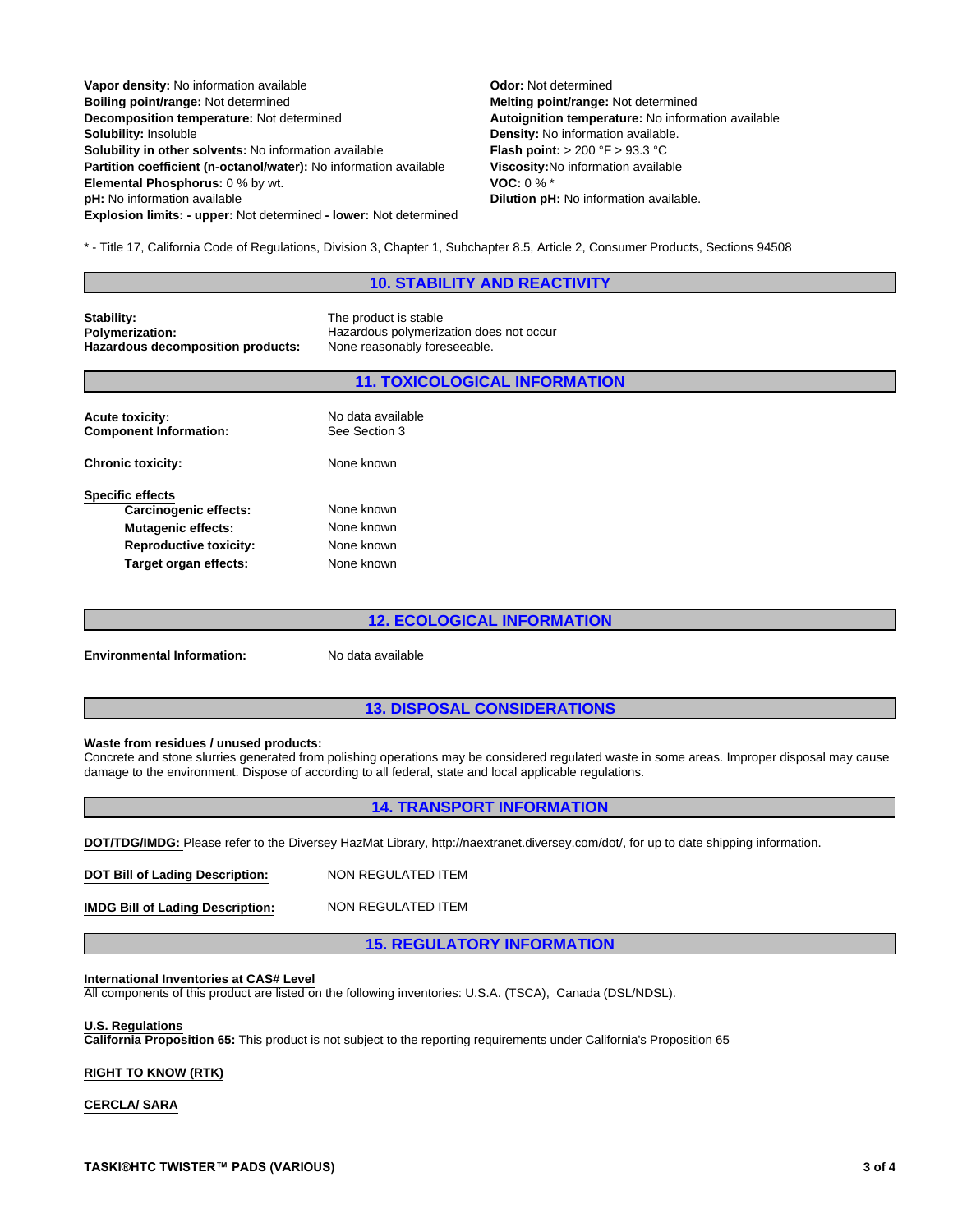**Vapor density:** No information available
**Boiling point/range:** Not determined
**Decomposition temperature:** Not determined
**Solubility:** Insoluble
**Solubility in other solvents:** No information available
**Partition coefficient (n-octanol/water):** No information available
**Elemental Phosphorus:** 0 % by wt.
**pH:** No information available
**Explosion limits: - upper:** Not determined **- lower:** Not determined

**Odor:** Not determined
**Melting point/range:** Not determined
**Autoignition temperature:** No information available
**Density:** No information available.
**Flash point:** > 200 °F > 93.3 °C
**Viscosity:**No information available
**VOC:** 0 % *
**Dilution pH:** No information available.

* - Title 17, California Code of Regulations, Division 3, Chapter 1, Subchapter 8.5, Article 2, Consumer Products, Sections 94508

## 10. STABILITY AND REACTIVITY

| | |
|---|---|
| **Stability:** | The product is stable |
| **Polymerization:** | Hazardous polymerization does not occur |
| **Hazardous decomposition products:** | None reasonably foreseeable. |

## 11. TOXICOLOGICAL INFORMATION

| | |
|---|---|
| **Acute toxicity:** | No data available |
| **Component Information:** | See Section 3 |
| **Chronic toxicity:** | None known |

**Specific effects**

| | |
|---|---|
| **Carcinogenic effects:** | None known |
| **Mutagenic effects:** | None known |
| **Reproductive toxicity:** | None known |
| **Target organ effects:** | None known |

## 12. ECOLOGICAL INFORMATION

**Environmental Information:** No data available

## 13. DISPOSAL CONSIDERATIONS

**Waste from residues / unused products:**
Concrete and stone slurries generated from polishing operations may be considered regulated waste in some areas. Improper disposal may cause damage to the environment. Dispose of according to all federal, state and local applicable regulations.

## 14. TRANSPORT INFORMATION

**DOT/TDG/IMDG:** Please refer to the Diversey HazMat Library, http://naextranet.diversey.com/dot/, for up to date shipping information.

**DOT Bill of Lading Description:** NON REGULATED ITEM

**IMDG Bill of Lading Description:** NON REGULATED ITEM

## 15. REGULATORY INFORMATION

**International Inventories at CAS# Level**
All components of this product are listed on the following inventories: U.S.A. (TSCA), Canada (DSL/NDSL).

**U.S. Regulations**
**California Proposition 65:** This product is not subject to the reporting requirements under California's Proposition 65

**RIGHT TO KNOW (RTK)**

**CERCLA/ SARA**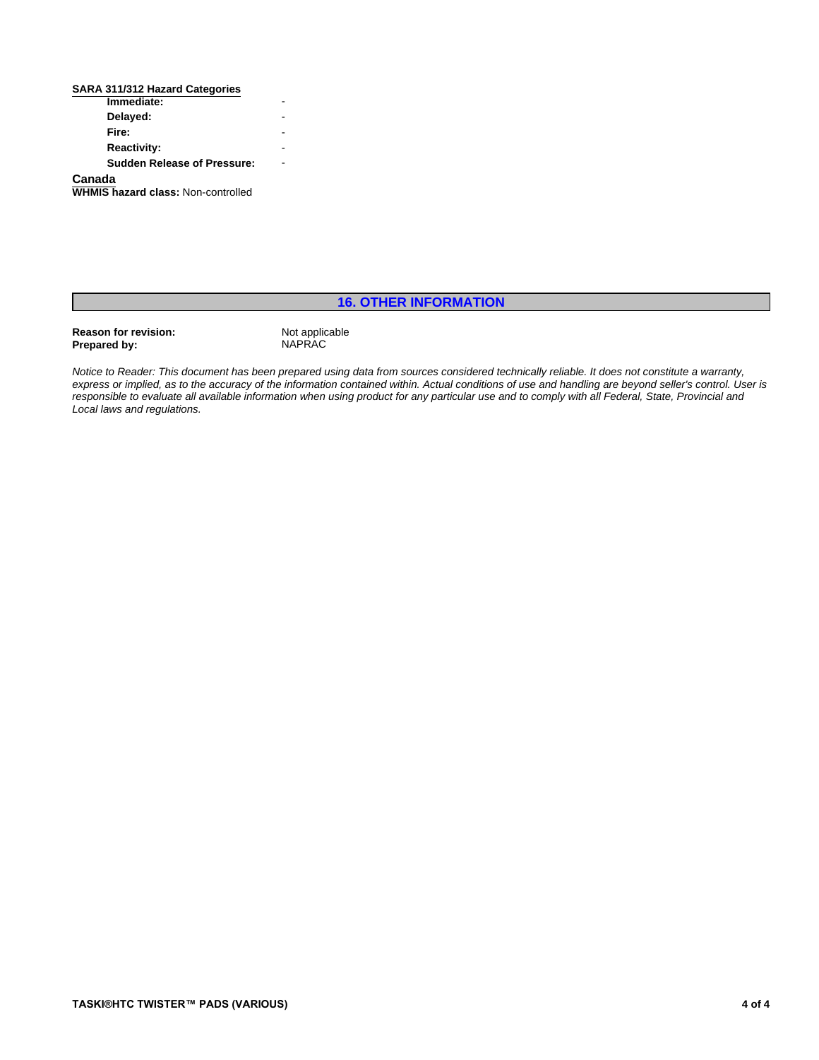**SARA 311/312 Hazard Categories**

| | |
|---|---|
| **Immediate:** | - |
| **Delayed:** | - |
| **Fire:** | - |
| **Reactivity:** | - |
| **Sudden Release of Pressure:** | - |

**Canada**

**WHMIS hazard class:** Non-controlled

## 16. OTHER INFORMATION

**Reason for revision:** Not applicable
**Prepared by:** NAPRAC

*Notice to Reader: This document has been prepared using data from sources considered technically reliable. It does not constitute a warranty, express or implied, as to the accuracy of the information contained within. Actual conditions of use and handling are beyond seller's control. User is responsible to evaluate all available information when using product for any particular use and to comply with all Federal, State, Provincial and Local laws and regulations.*